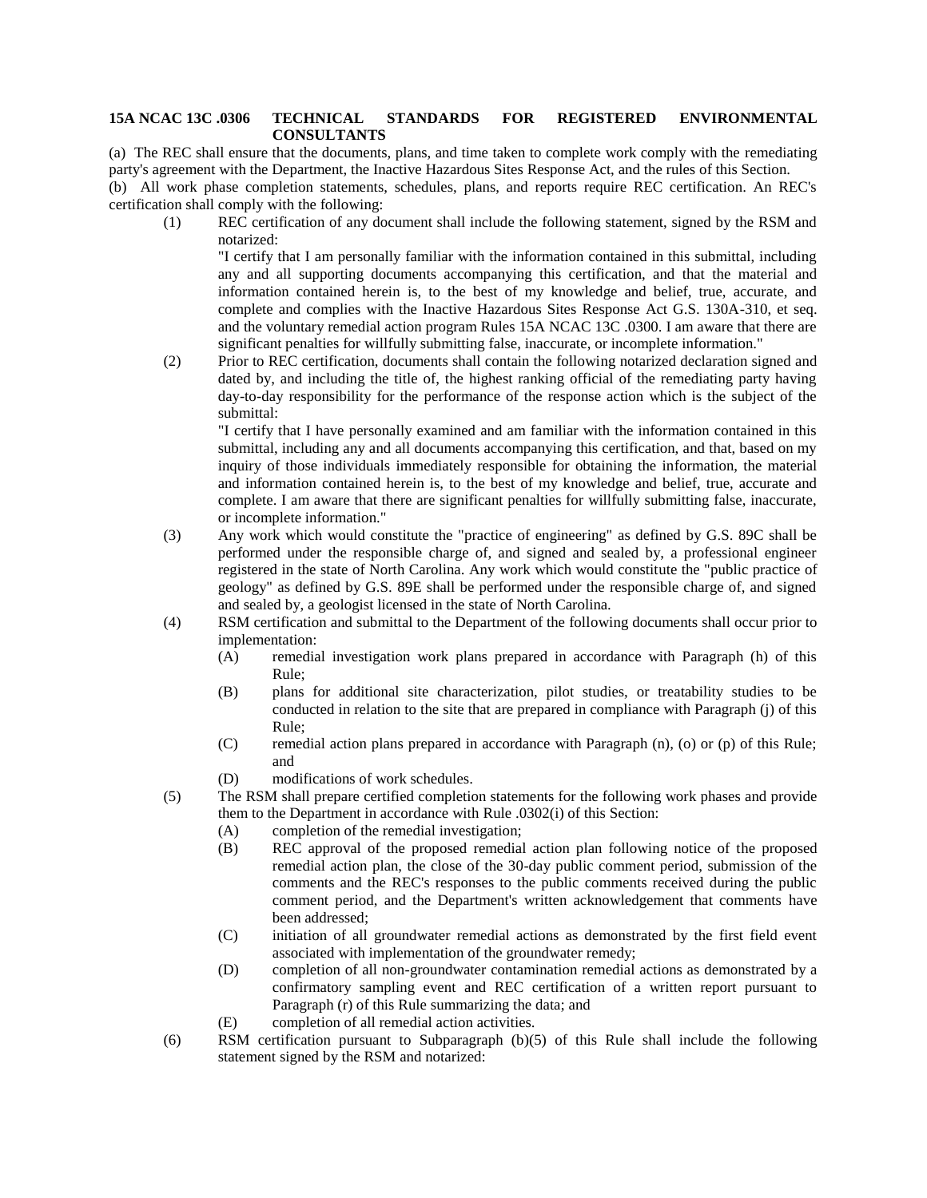**15A NCAC 13C .0306 TECHNICAL STANDARDS FOR REGISTERED ENVIRONMENTAL CONSULTANTS**

(a) The REC shall ensure that the documents, plans, and time taken to complete work comply with the remediating party's agreement with the Department, the Inactive Hazardous Sites Response Act, and the rules of this Section.

(b) All work phase completion statements, schedules, plans, and reports require REC certification. An REC's certification shall comply with the following:

(1) REC certification of any document shall include the following statement, signed by the RSM and notarized:

"I certify that I am personally familiar with the information contained in this submittal, including any and all supporting documents accompanying this certification, and that the material and information contained herein is, to the best of my knowledge and belief, true, accurate, and complete and complies with the Inactive Hazardous Sites Response Act G.S. 130A-310, et seq. and the voluntary remedial action program Rules 15A NCAC 13C .0300. I am aware that there are significant penalties for willfully submitting false, inaccurate, or incomplete information."

(2) Prior to REC certification, documents shall contain the following notarized declaration signed and dated by, and including the title of, the highest ranking official of the remediating party having day-to-day responsibility for the performance of the response action which is the subject of the submittal:

"I certify that I have personally examined and am familiar with the information contained in this submittal, including any and all documents accompanying this certification, and that, based on my inquiry of those individuals immediately responsible for obtaining the information, the material and information contained herein is, to the best of my knowledge and belief, true, accurate and complete. I am aware that there are significant penalties for willfully submitting false, inaccurate, or incomplete information."

(3) Any work which would constitute the "practice of engineering" as defined by G.S. 89C shall be performed under the responsible charge of, and signed and sealed by, a professional engineer registered in the state of North Carolina. Any work which would constitute the "public practice of geology" as defined by G.S. 89E shall be performed under the responsible charge of, and signed and sealed by, a geologist licensed in the state of North Carolina.

(4) RSM certification and submittal to the Department of the following documents shall occur prior to implementation:

(A) remedial investigation work plans prepared in accordance with Paragraph (h) of this Rule;

(B) plans for additional site characterization, pilot studies, or treatability studies to be conducted in relation to the site that are prepared in compliance with Paragraph (j) of this Rule;

(C) remedial action plans prepared in accordance with Paragraph (n), (o) or (p) of this Rule; and

(D) modifications of work schedules.

(5) The RSM shall prepare certified completion statements for the following work phases and provide them to the Department in accordance with Rule .0302(i) of this Section:

(A) completion of the remedial investigation;

(B) REC approval of the proposed remedial action plan following notice of the proposed remedial action plan, the close of the 30-day public comment period, submission of the comments and the REC's responses to the public comments received during the public comment period, and the Department's written acknowledgement that comments have been addressed;

(C) initiation of all groundwater remedial actions as demonstrated by the first field event associated with implementation of the groundwater remedy;

(D) completion of all non-groundwater contamination remedial actions as demonstrated by a confirmatory sampling event and REC certification of a written report pursuant to Paragraph (r) of this Rule summarizing the data; and

(E) completion of all remedial action activities.

(6) RSM certification pursuant to Subparagraph (b)(5) of this Rule shall include the following statement signed by the RSM and notarized: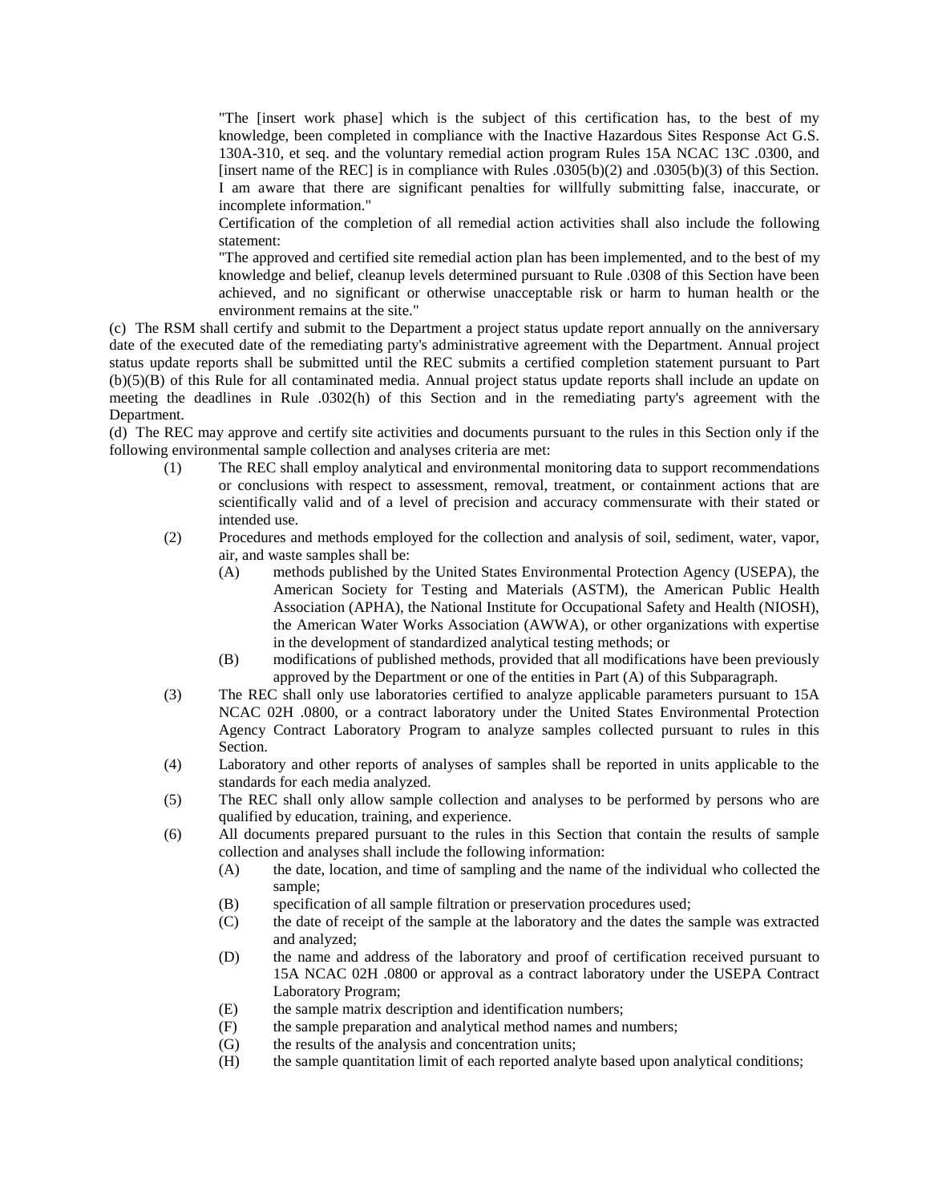"The [insert work phase] which is the subject of this certification has, to the best of my knowledge, been completed in compliance with the Inactive Hazardous Sites Response Act G.S. 130A-310, et seq. and the voluntary remedial action program Rules 15A NCAC 13C .0300, and [insert name of the REC] is in compliance with Rules .0305(b)(2) and .0305(b)(3) of this Section. I am aware that there are significant penalties for willfully submitting false, inaccurate, or incomplete information."

Certification of the completion of all remedial action activities shall also include the following statement:

"The approved and certified site remedial action plan has been implemented, and to the best of my knowledge and belief, cleanup levels determined pursuant to Rule .0308 of this Section have been achieved, and no significant or otherwise unacceptable risk or harm to human health or the environment remains at the site."

(c) The RSM shall certify and submit to the Department a project status update report annually on the anniversary date of the executed date of the remediating party's administrative agreement with the Department. Annual project status update reports shall be submitted until the REC submits a certified completion statement pursuant to Part (b)(5)(B) of this Rule for all contaminated media. Annual project status update reports shall include an update on meeting the deadlines in Rule .0302(h) of this Section and in the remediating party's agreement with the Department.

(d) The REC may approve and certify site activities and documents pursuant to the rules in this Section only if the following environmental sample collection and analyses criteria are met:

(1) The REC shall employ analytical and environmental monitoring data to support recommendations or conclusions with respect to assessment, removal, treatment, or containment actions that are scientifically valid and of a level of precision and accuracy commensurate with their stated or intended use.

(2) Procedures and methods employed for the collection and analysis of soil, sediment, water, vapor, air, and waste samples shall be:

(A) methods published by the United States Environmental Protection Agency (USEPA), the American Society for Testing and Materials (ASTM), the American Public Health Association (APHA), the National Institute for Occupational Safety and Health (NIOSH), the American Water Works Association (AWWA), or other organizations with expertise in the development of standardized analytical testing methods; or

(B) modifications of published methods, provided that all modifications have been previously approved by the Department or one of the entities in Part (A) of this Subparagraph.

(3) The REC shall only use laboratories certified to analyze applicable parameters pursuant to 15A NCAC 02H .0800, or a contract laboratory under the United States Environmental Protection Agency Contract Laboratory Program to analyze samples collected pursuant to rules in this Section.

(4) Laboratory and other reports of analyses of samples shall be reported in units applicable to the standards for each media analyzed.

(5) The REC shall only allow sample collection and analyses to be performed by persons who are qualified by education, training, and experience.

(6) All documents prepared pursuant to the rules in this Section that contain the results of sample collection and analyses shall include the following information:

(A) the date, location, and time of sampling and the name of the individual who collected the sample;

(B) specification of all sample filtration or preservation procedures used;

(C) the date of receipt of the sample at the laboratory and the dates the sample was extracted and analyzed;

(D) the name and address of the laboratory and proof of certification received pursuant to 15A NCAC 02H .0800 or approval as a contract laboratory under the USEPA Contract Laboratory Program;

(E) the sample matrix description and identification numbers;

(F) the sample preparation and analytical method names and numbers;

(G) the results of the analysis and concentration units;

(H) the sample quantitation limit of each reported analyte based upon analytical conditions;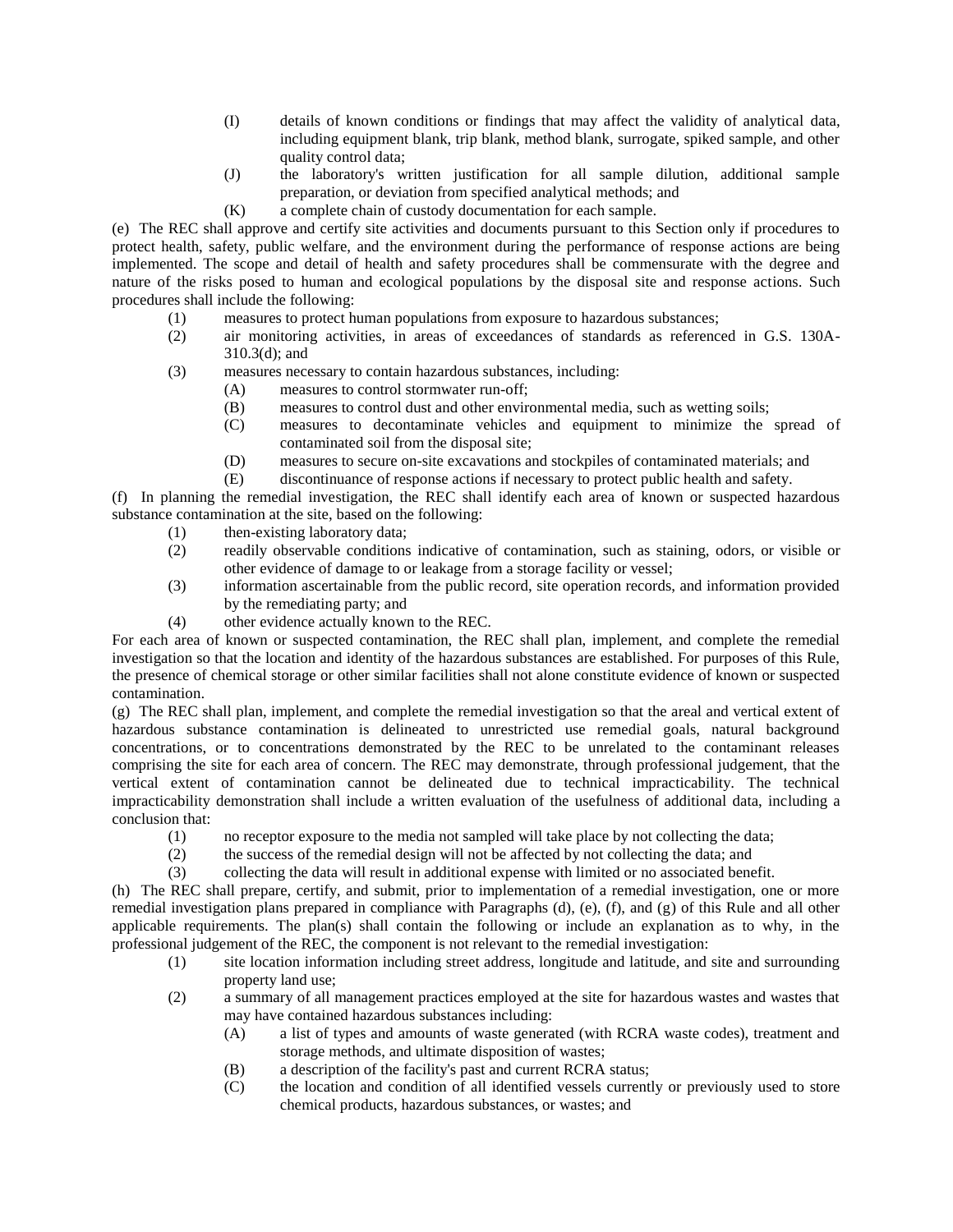(I) details of known conditions or findings that may affect the validity of analytical data, including equipment blank, trip blank, method blank, surrogate, spiked sample, and other quality control data;

(J) the laboratory's written justification for all sample dilution, additional sample preparation, or deviation from specified analytical methods; and

(K) a complete chain of custody documentation for each sample.

(e) The REC shall approve and certify site activities and documents pursuant to this Section only if procedures to protect health, safety, public welfare, and the environment during the performance of response actions are being implemented. The scope and detail of health and safety procedures shall be commensurate with the degree and nature of the risks posed to human and ecological populations by the disposal site and response actions. Such procedures shall include the following:

(1) measures to protect human populations from exposure to hazardous substances;

(2) air monitoring activities, in areas of exceedances of standards as referenced in G.S. 130A-310.3(d); and

(3) measures necessary to contain hazardous substances, including:

(A) measures to control stormwater run-off;

(B) measures to control dust and other environmental media, such as wetting soils;

(C) measures to decontaminate vehicles and equipment to minimize the spread of contaminated soil from the disposal site;

(D) measures to secure on-site excavations and stockpiles of contaminated materials; and

(E) discontinuance of response actions if necessary to protect public health and safety.

(f) In planning the remedial investigation, the REC shall identify each area of known or suspected hazardous substance contamination at the site, based on the following:

(1) then-existing laboratory data;

(2) readily observable conditions indicative of contamination, such as staining, odors, or visible or other evidence of damage to or leakage from a storage facility or vessel;

(3) information ascertainable from the public record, site operation records, and information provided by the remediating party; and

(4) other evidence actually known to the REC.

For each area of known or suspected contamination, the REC shall plan, implement, and complete the remedial investigation so that the location and identity of the hazardous substances are established. For purposes of this Rule, the presence of chemical storage or other similar facilities shall not alone constitute evidence of known or suspected contamination.

(g) The REC shall plan, implement, and complete the remedial investigation so that the areal and vertical extent of hazardous substance contamination is delineated to unrestricted use remedial goals, natural background concentrations, or to concentrations demonstrated by the REC to be unrelated to the contaminant releases comprising the site for each area of concern. The REC may demonstrate, through professional judgement, that the vertical extent of contamination cannot be delineated due to technical impracticability. The technical impracticability demonstration shall include a written evaluation of the usefulness of additional data, including a conclusion that:

(1) no receptor exposure to the media not sampled will take place by not collecting the data;

(2) the success of the remedial design will not be affected by not collecting the data; and

(3) collecting the data will result in additional expense with limited or no associated benefit.

(h) The REC shall prepare, certify, and submit, prior to implementation of a remedial investigation, one or more remedial investigation plans prepared in compliance with Paragraphs (d), (e), (f), and (g) of this Rule and all other applicable requirements. The plan(s) shall contain the following or include an explanation as to why, in the professional judgement of the REC, the component is not relevant to the remedial investigation:

(1) site location information including street address, longitude and latitude, and site and surrounding property land use;

(2) a summary of all management practices employed at the site for hazardous wastes and wastes that may have contained hazardous substances including:

(A) a list of types and amounts of waste generated (with RCRA waste codes), treatment and storage methods, and ultimate disposition of wastes;

(B) a description of the facility's past and current RCRA status;

(C) the location and condition of all identified vessels currently or previously used to store chemical products, hazardous substances, or wastes; and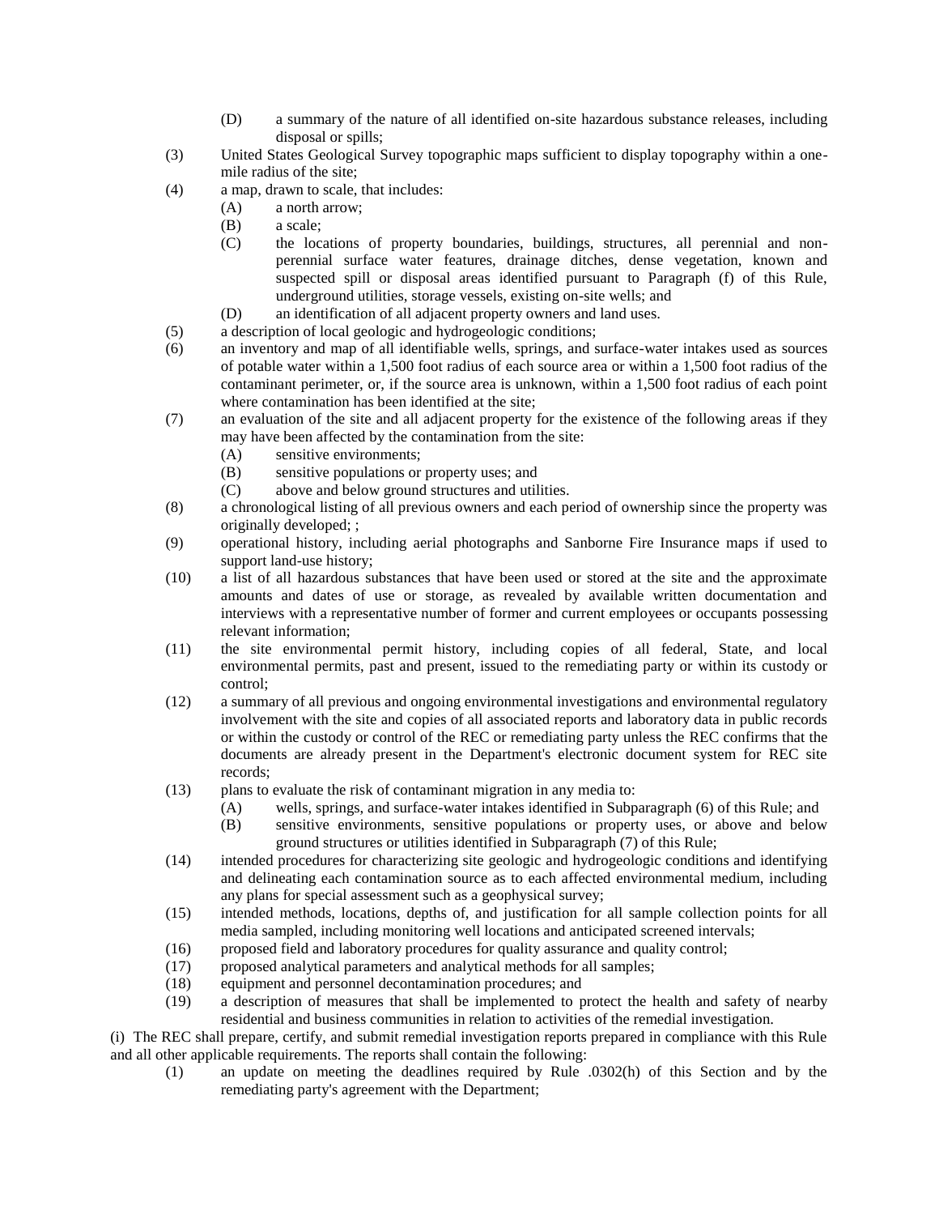(D) a summary of the nature of all identified on-site hazardous substance releases, including disposal or spills;

(3) United States Geological Survey topographic maps sufficient to display topography within a one-mile radius of the site;

(4) a map, drawn to scale, that includes:

 (A) a north arrow;

 (B) a scale;

 (C) the locations of property boundaries, buildings, structures, all perennial and non-perennial surface water features, drainage ditches, dense vegetation, known and suspected spill or disposal areas identified pursuant to Paragraph (f) of this Rule, underground utilities, storage vessels, existing on-site wells; and

 (D) an identification of all adjacent property owners and land uses.

(5) a description of local geologic and hydrogeologic conditions;

(6) an inventory and map of all identifiable wells, springs, and surface-water intakes used as sources of potable water within a 1,500 foot radius of each source area or within a 1,500 foot radius of the contaminant perimeter, or, if the source area is unknown, within a 1,500 foot radius of each point where contamination has been identified at the site;

(7) an evaluation of the site and all adjacent property for the existence of the following areas if they may have been affected by the contamination from the site:

 (A) sensitive environments;

 (B) sensitive populations or property uses; and

 (C) above and below ground structures and utilities.

(8) a chronological listing of all previous owners and each period of ownership since the property was originally developed; ;

(9) operational history, including aerial photographs and Sanborne Fire Insurance maps if used to support land-use history;

(10) a list of all hazardous substances that have been used or stored at the site and the approximate amounts and dates of use or storage, as revealed by available written documentation and interviews with a representative number of former and current employees or occupants possessing relevant information;

(11) the site environmental permit history, including copies of all federal, State, and local environmental permits, past and present, issued to the remediating party or within its custody or control;

(12) a summary of all previous and ongoing environmental investigations and environmental regulatory involvement with the site and copies of all associated reports and laboratory data in public records or within the custody or control of the REC or remediating party unless the REC confirms that the documents are already present in the Department's electronic document system for REC site records;

(13) plans to evaluate the risk of contaminant migration in any media to:

 (A) wells, springs, and surface-water intakes identified in Subparagraph (6) of this Rule; and

 (B) sensitive environments, sensitive populations or property uses, or above and below ground structures or utilities identified in Subparagraph (7) of this Rule;

(14) intended procedures for characterizing site geologic and hydrogeologic conditions and identifying and delineating each contamination source as to each affected environmental medium, including any plans for special assessment such as a geophysical survey;

(15) intended methods, locations, depths of, and justification for all sample collection points for all media sampled, including monitoring well locations and anticipated screened intervals;

(16) proposed field and laboratory procedures for quality assurance and quality control;

(17) proposed analytical parameters and analytical methods for all samples;

(18) equipment and personnel decontamination procedures; and

(19) a description of measures that shall be implemented to protect the health and safety of nearby residential and business communities in relation to activities of the remedial investigation.

(i) The REC shall prepare, certify, and submit remedial investigation reports prepared in compliance with this Rule and all other applicable requirements. The reports shall contain the following:

(1) an update on meeting the deadlines required by Rule .0302(h) of this Section and by the remediating party's agreement with the Department;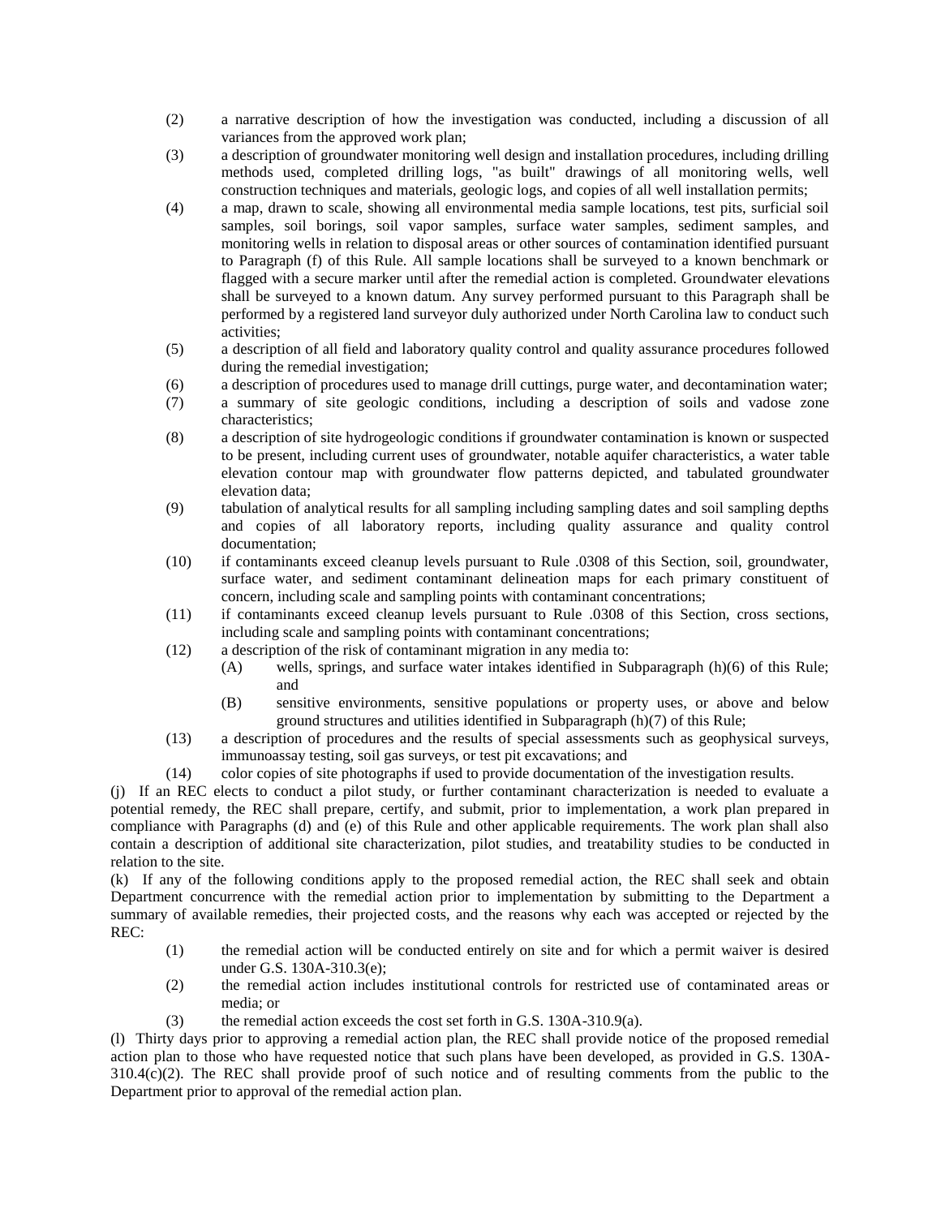(2) a narrative description of how the investigation was conducted, including a discussion of all variances from the approved work plan;

(3) a description of groundwater monitoring well design and installation procedures, including drilling methods used, completed drilling logs, "as built" drawings of all monitoring wells, well construction techniques and materials, geologic logs, and copies of all well installation permits;

(4) a map, drawn to scale, showing all environmental media sample locations, test pits, surficial soil samples, soil borings, soil vapor samples, surface water samples, sediment samples, and monitoring wells in relation to disposal areas or other sources of contamination identified pursuant to Paragraph (f) of this Rule. All sample locations shall be surveyed to a known benchmark or flagged with a secure marker until after the remedial action is completed. Groundwater elevations shall be surveyed to a known datum. Any survey performed pursuant to this Paragraph shall be performed by a registered land surveyor duly authorized under North Carolina law to conduct such activities;

(5) a description of all field and laboratory quality control and quality assurance procedures followed during the remedial investigation;

(6) a description of procedures used to manage drill cuttings, purge water, and decontamination water;

(7) a summary of site geologic conditions, including a description of soils and vadose zone characteristics;

(8) a description of site hydrogeologic conditions if groundwater contamination is known or suspected to be present, including current uses of groundwater, notable aquifer characteristics, a water table elevation contour map with groundwater flow patterns depicted, and tabulated groundwater elevation data;

(9) tabulation of analytical results for all sampling including sampling dates and soil sampling depths and copies of all laboratory reports, including quality assurance and quality control documentation;

(10) if contaminants exceed cleanup levels pursuant to Rule .0308 of this Section, soil, groundwater, surface water, and sediment contaminant delineation maps for each primary constituent of concern, including scale and sampling points with contaminant concentrations;

(11) if contaminants exceed cleanup levels pursuant to Rule .0308 of this Section, cross sections, including scale and sampling points with contaminant concentrations;

(12) a description of the risk of contaminant migration in any media to:
   (A) wells, springs, and surface water intakes identified in Subparagraph (h)(6) of this Rule; and
   (B) sensitive environments, sensitive populations or property uses, or above and below ground structures and utilities identified in Subparagraph (h)(7) of this Rule;

(13) a description of procedures and the results of special assessments such as geophysical surveys, immunoassay testing, soil gas surveys, or test pit excavations; and

(14) color copies of site photographs if used to provide documentation of the investigation results.

(j) If an REC elects to conduct a pilot study, or further contaminant characterization is needed to evaluate a potential remedy, the REC shall prepare, certify, and submit, prior to implementation, a work plan prepared in compliance with Paragraphs (d) and (e) of this Rule and other applicable requirements. The work plan shall also contain a description of additional site characterization, pilot studies, and treatability studies to be conducted in relation to the site.

(k) If any of the following conditions apply to the proposed remedial action, the REC shall seek and obtain Department concurrence with the remedial action prior to implementation by submitting to the Department a summary of available remedies, their projected costs, and the reasons why each was accepted or rejected by the REC:

(1) the remedial action will be conducted entirely on site and for which a permit waiver is desired under G.S. 130A-310.3(e);

(2) the remedial action includes institutional controls for restricted use of contaminated areas or media; or

(3) the remedial action exceeds the cost set forth in G.S. 130A-310.9(a).

(l) Thirty days prior to approving a remedial action plan, the REC shall provide notice of the proposed remedial action plan to those who have requested notice that such plans have been developed, as provided in G.S. 130A-310.4(c)(2). The REC shall provide proof of such notice and of resulting comments from the public to the Department prior to approval of the remedial action plan.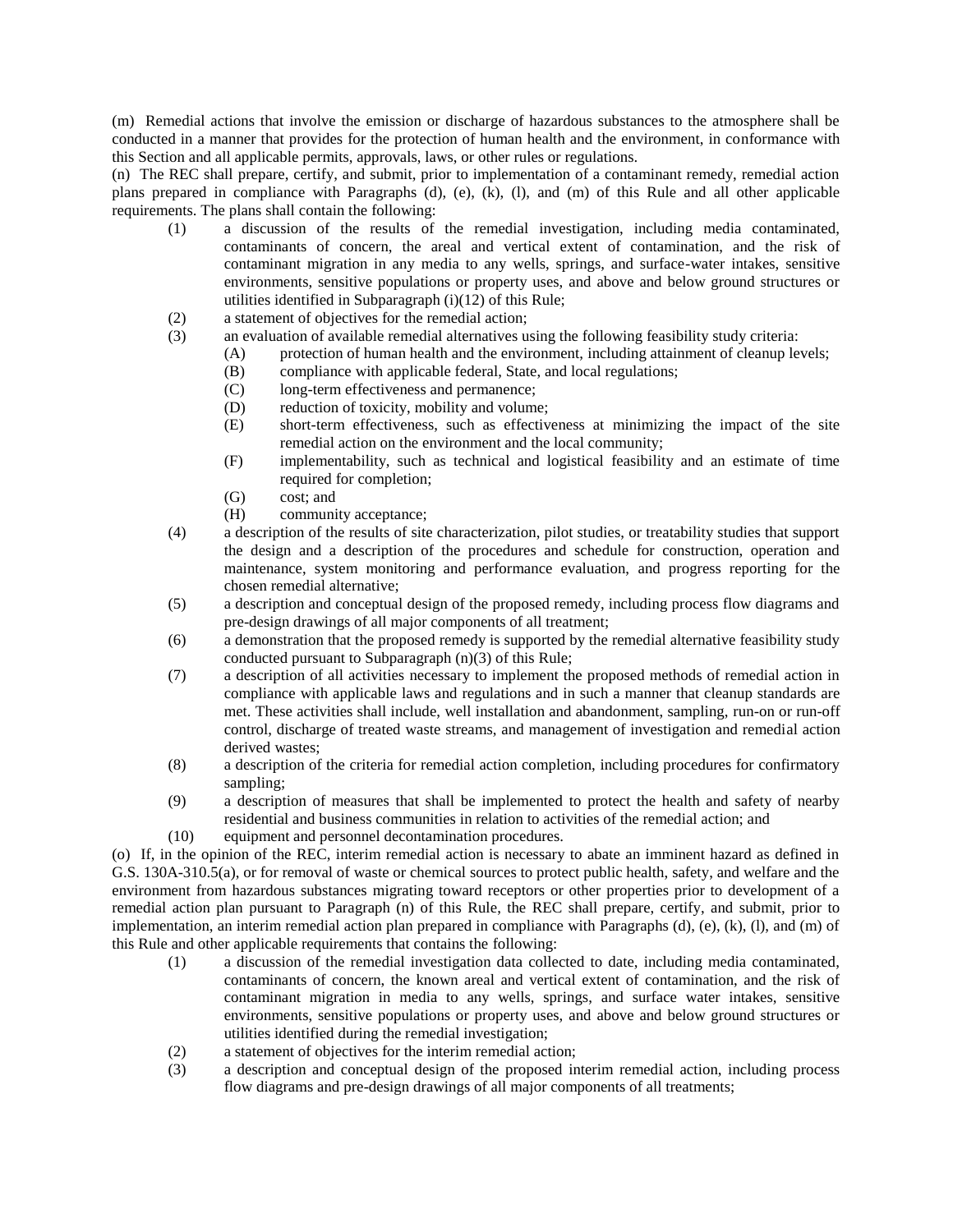(m) Remedial actions that involve the emission or discharge of hazardous substances to the atmosphere shall be conducted in a manner that provides for the protection of human health and the environment, in conformance with this Section and all applicable permits, approvals, laws, or other rules or regulations.

(n) The REC shall prepare, certify, and submit, prior to implementation of a contaminant remedy, remedial action plans prepared in compliance with Paragraphs (d), (e), (k), (l), and (m) of this Rule and all other applicable requirements. The plans shall contain the following:

- (1) a discussion of the results of the remedial investigation, including media contaminated, contaminants of concern, the areal and vertical extent of contamination, and the risk of contaminant migration in any media to any wells, springs, and surface-water intakes, sensitive environments, sensitive populations or property uses, and above and below ground structures or utilities identified in Subparagraph (i)(12) of this Rule;
- (2) a statement of objectives for the remedial action;
- (3) an evaluation of available remedial alternatives using the following feasibility study criteria:
  - (A) protection of human health and the environment, including attainment of cleanup levels;
  - (B) compliance with applicable federal, State, and local regulations;
  - (C) long-term effectiveness and permanence;
  - (D) reduction of toxicity, mobility and volume;
  - (E) short-term effectiveness, such as effectiveness at minimizing the impact of the site remedial action on the environment and the local community;
  - (F) implementability, such as technical and logistical feasibility and an estimate of time required for completion;
  - (G) cost; and
  - (H) community acceptance;
- (4) a description of the results of site characterization, pilot studies, or treatability studies that support the design and a description of the procedures and schedule for construction, operation and maintenance, system monitoring and performance evaluation, and progress reporting for the chosen remedial alternative;
- (5) a description and conceptual design of the proposed remedy, including process flow diagrams and pre-design drawings of all major components of all treatment;
- (6) a demonstration that the proposed remedy is supported by the remedial alternative feasibility study conducted pursuant to Subparagraph (n)(3) of this Rule;
- (7) a description of all activities necessary to implement the proposed methods of remedial action in compliance with applicable laws and regulations and in such a manner that cleanup standards are met. These activities shall include, well installation and abandonment, sampling, run-on or run-off control, discharge of treated waste streams, and management of investigation and remedial action derived wastes;
- (8) a description of the criteria for remedial action completion, including procedures for confirmatory sampling;
- (9) a description of measures that shall be implemented to protect the health and safety of nearby residential and business communities in relation to activities of the remedial action; and
- (10) equipment and personnel decontamination procedures.

(o) If, in the opinion of the REC, interim remedial action is necessary to abate an imminent hazard as defined in G.S. 130A-310.5(a), or for removal of waste or chemical sources to protect public health, safety, and welfare and the environment from hazardous substances migrating toward receptors or other properties prior to development of a remedial action plan pursuant to Paragraph (n) of this Rule, the REC shall prepare, certify, and submit, prior to implementation, an interim remedial action plan prepared in compliance with Paragraphs (d), (e), (k), (l), and (m) of this Rule and other applicable requirements that contains the following:

- (1) a discussion of the remedial investigation data collected to date, including media contaminated, contaminants of concern, the known areal and vertical extent of contamination, and the risk of contaminant migration in media to any wells, springs, and surface water intakes, sensitive environments, sensitive populations or property uses, and above and below ground structures or utilities identified during the remedial investigation;
- (2) a statement of objectives for the interim remedial action;
- (3) a description and conceptual design of the proposed interim remedial action, including process flow diagrams and pre-design drawings of all major components of all treatments;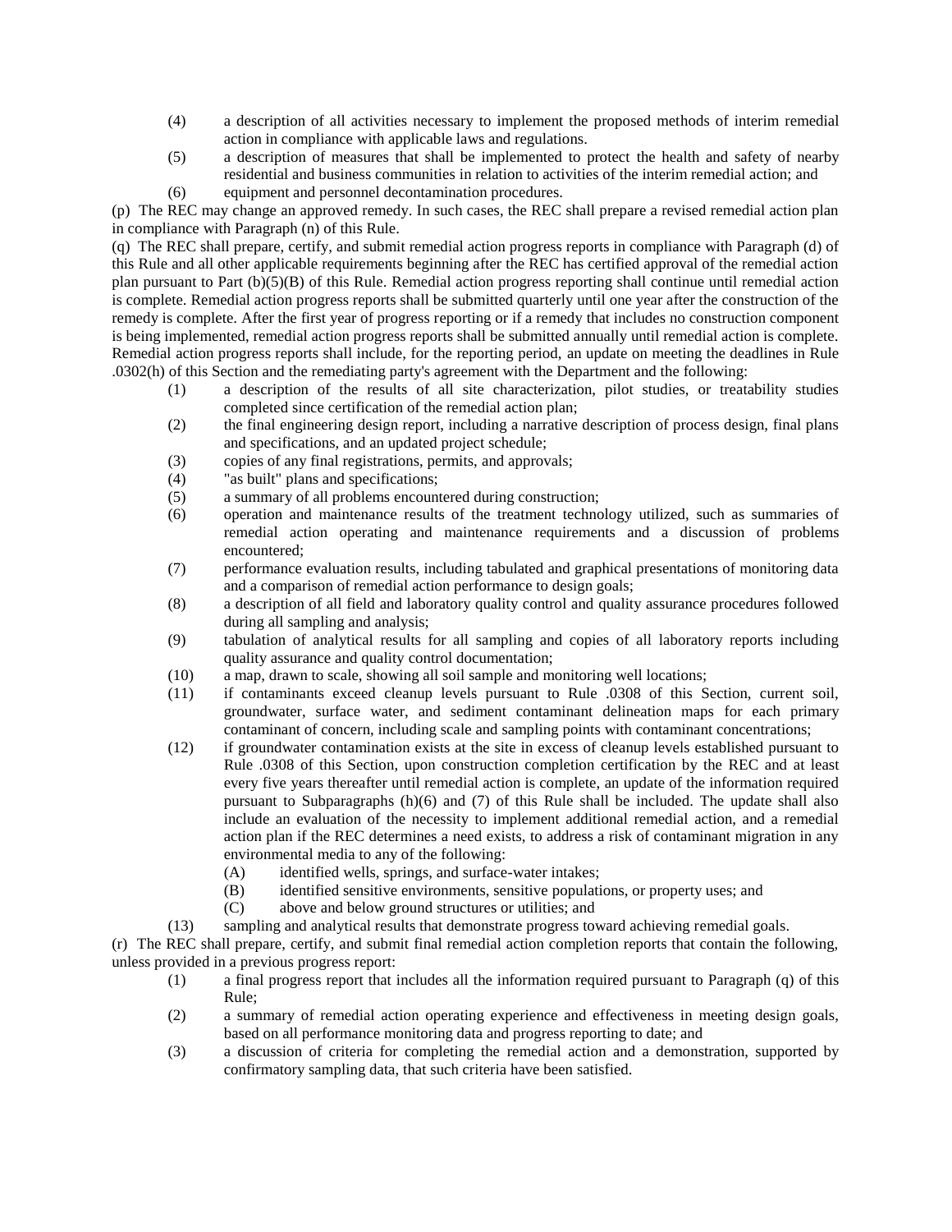(4) a description of all activities necessary to implement the proposed methods of interim remedial action in compliance with applicable laws and regulations.

(5) a description of measures that shall be implemented to protect the health and safety of nearby residential and business communities in relation to activities of the interim remedial action; and

(6) equipment and personnel decontamination procedures.

(p) The REC may change an approved remedy. In such cases, the REC shall prepare a revised remedial action plan in compliance with Paragraph (n) of this Rule.

(q) The REC shall prepare, certify, and submit remedial action progress reports in compliance with Paragraph (d) of this Rule and all other applicable requirements beginning after the REC has certified approval of the remedial action plan pursuant to Part (b)(5)(B) of this Rule. Remedial action progress reporting shall continue until remedial action is complete. Remedial action progress reports shall be submitted quarterly until one year after the construction of the remedy is complete. After the first year of progress reporting or if a remedy that includes no construction component is being implemented, remedial action progress reports shall be submitted annually until remedial action is complete. Remedial action progress reports shall include, for the reporting period, an update on meeting the deadlines in Rule .0302(h) of this Section and the remediating party's agreement with the Department and the following:

(1) a description of the results of all site characterization, pilot studies, or treatability studies completed since certification of the remedial action plan;

(2) the final engineering design report, including a narrative description of process design, final plans and specifications, and an updated project schedule;

(3) copies of any final registrations, permits, and approvals;

(4) "as built" plans and specifications;

(5) a summary of all problems encountered during construction;

(6) operation and maintenance results of the treatment technology utilized, such as summaries of remedial action operating and maintenance requirements and a discussion of problems encountered;

(7) performance evaluation results, including tabulated and graphical presentations of monitoring data and a comparison of remedial action performance to design goals;

(8) a description of all field and laboratory quality control and quality assurance procedures followed during all sampling and analysis;

(9) tabulation of analytical results for all sampling and copies of all laboratory reports including quality assurance and quality control documentation;

(10) a map, drawn to scale, showing all soil sample and monitoring well locations;

(11) if contaminants exceed cleanup levels pursuant to Rule .0308 of this Section, current soil, groundwater, surface water, and sediment contaminant delineation maps for each primary contaminant of concern, including scale and sampling points with contaminant concentrations;

(12) if groundwater contamination exists at the site in excess of cleanup levels established pursuant to Rule .0308 of this Section, upon construction completion certification by the REC and at least every five years thereafter until remedial action is complete, an update of the information required pursuant to Subparagraphs (h)(6) and (7) of this Rule shall be included. The update shall also include an evaluation of the necessity to implement additional remedial action, and a remedial action plan if the REC determines a need exists, to address a risk of contaminant migration in any environmental media to any of the following:

(A) identified wells, springs, and surface-water intakes;

(B) identified sensitive environments, sensitive populations, or property uses; and

(C) above and below ground structures or utilities; and

(13) sampling and analytical results that demonstrate progress toward achieving remedial goals.

(r) The REC shall prepare, certify, and submit final remedial action completion reports that contain the following, unless provided in a previous progress report:

(1) a final progress report that includes all the information required pursuant to Paragraph (q) of this Rule;

(2) a summary of remedial action operating experience and effectiveness in meeting design goals, based on all performance monitoring data and progress reporting to date; and

(3) a discussion of criteria for completing the remedial action and a demonstration, supported by confirmatory sampling data, that such criteria have been satisfied.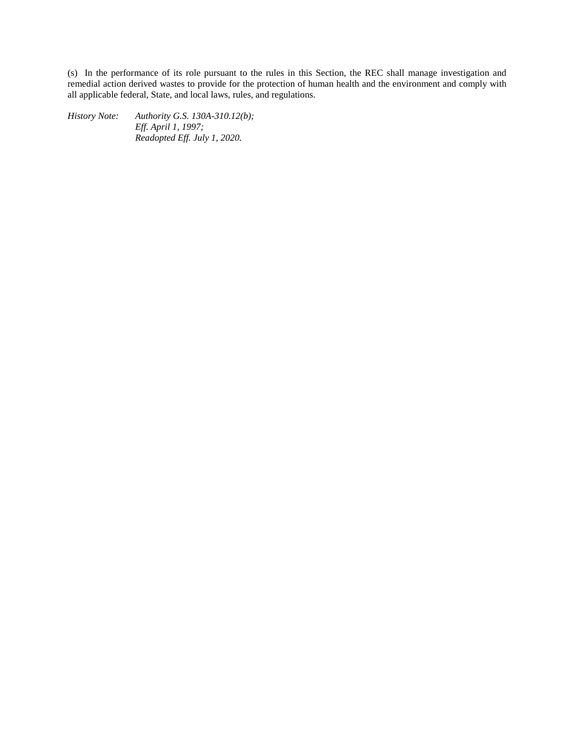(s) In the performance of its role pursuant to the rules in this Section, the REC shall manage investigation and remedial action derived wastes to provide for the protection of human health and the environment and comply with all applicable federal, State, and local laws, rules, and regulations.

*History Note: Authority G.S. 130A-310.12(b);*
*Eff. April 1, 1997;*
*Readopted Eff. July 1, 2020.*